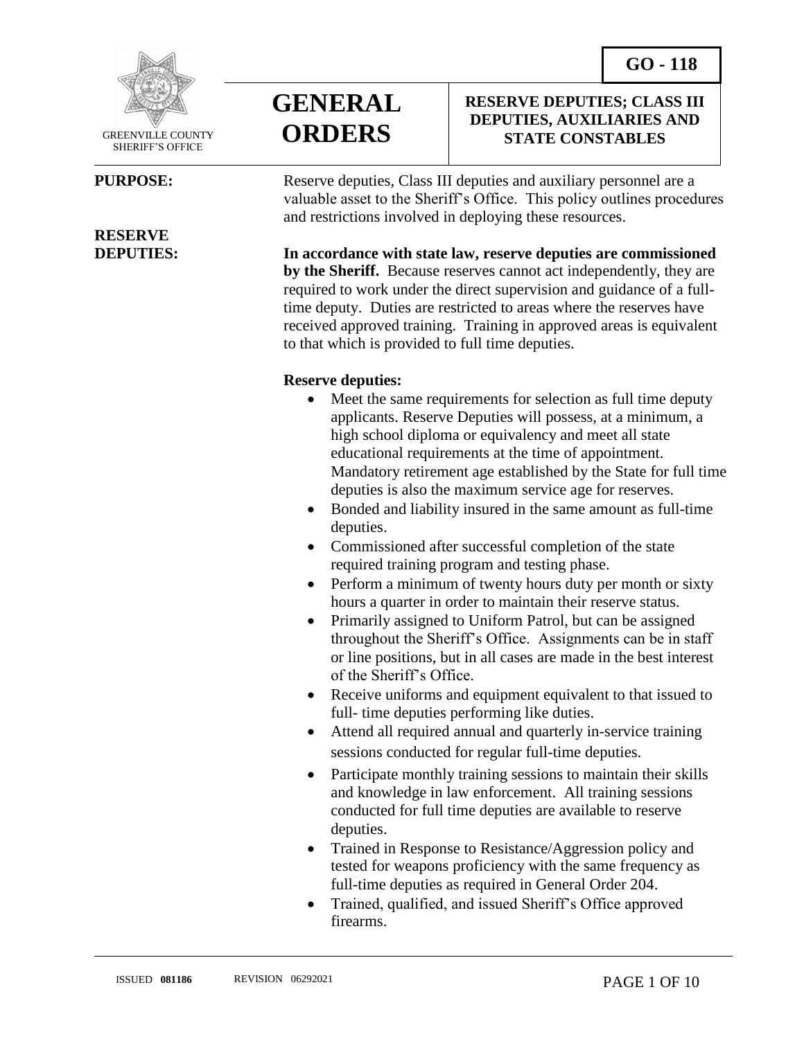**GO - 118**

GREENVILLE COUNTY SHERIFF'S OFFICE

# GENERAL ORDERS

## RESERVE DEPUTIES; CLASS III DEPUTIES, AUXILIARIES AND STATE CONSTABLES

**PURPOSE:** Reserve deputies, Class III deputies and auxiliary personnel are a valuable asset to the Sheriff's Office. This policy outlines procedures and restrictions involved in deploying these resources.

**RESERVE DEPUTIES:** **In accordance with state law, reserve deputies are commissioned by the Sheriff.** Because reserves cannot act independently, they are required to work under the direct supervision and guidance of a full-time deputy. Duties are restricted to areas where the reserves have received approved training. Training in approved areas is equivalent to that which is provided to full time deputies.

**Reserve deputies:**

- Meet the same requirements for selection as full time deputy applicants. Reserve Deputies will possess, at a minimum, a high school diploma or equivalency and meet all state educational requirements at the time of appointment. Mandatory retirement age established by the State for full time deputies is also the maximum service age for reserves.
- Bonded and liability insured in the same amount as full-time deputies.
- Commissioned after successful completion of the state required training program and testing phase.
- Perform a minimum of twenty hours duty per month or sixty hours a quarter in order to maintain their reserve status.
- Primarily assigned to Uniform Patrol, but can be assigned throughout the Sheriff's Office. Assignments can be in staff or line positions, but in all cases are made in the best interest of the Sheriff's Office.
- Receive uniforms and equipment equivalent to that issued to full- time deputies performing like duties.
- Attend all required annual and quarterly in-service training sessions conducted for regular full-time deputies.
- Participate monthly training sessions to maintain their skills and knowledge in law enforcement. All training sessions conducted for full time deputies are available to reserve deputies.
- Trained in Response to Resistance/Aggression policy and tested for weapons proficiency with the same frequency as full-time deputies as required in General Order 204.
- Trained, qualified, and issued Sheriff's Office approved firearms.

ISSUED **081186** REVISION 06292021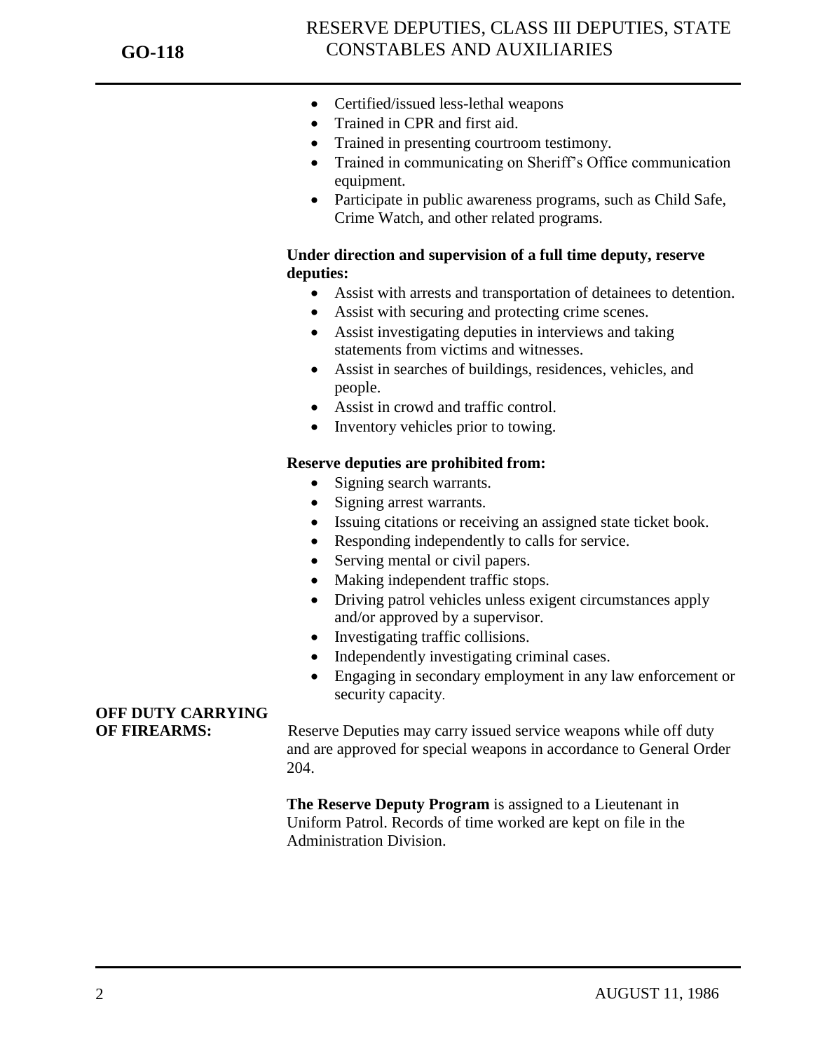- Certified/issued less-lethal weapons
- Trained in CPR and first aid.
- Trained in presenting courtroom testimony.
- Trained in communicating on Sheriff's Office communication equipment.
- Participate in public awareness programs, such as Child Safe, Crime Watch, and other related programs.

**Under direction and supervision of a full time deputy, reserve deputies:**

- Assist with arrests and transportation of detainees to detention.
- Assist with securing and protecting crime scenes.
- Assist investigating deputies in interviews and taking statements from victims and witnesses.
- Assist in searches of buildings, residences, vehicles, and people.
- Assist in crowd and traffic control.
- Inventory vehicles prior to towing.

**Reserve deputies are prohibited from:**

- Signing search warrants.
- Signing arrest warrants.
- Issuing citations or receiving an assigned state ticket book.
- Responding independently to calls for service.
- Serving mental or civil papers.
- Making independent traffic stops.
- Driving patrol vehicles unless exigent circumstances apply and/or approved by a supervisor.
- Investigating traffic collisions.
- Independently investigating criminal cases.
- Engaging in secondary employment in any law enforcement or security capacity.

**OFF DUTY CARRYING OF FIREARMS:**

Reserve Deputies may carry issued service weapons while off duty and are approved for special weapons in accordance to General Order 204.

**The Reserve Deputy Program** is assigned to a Lieutenant in Uniform Patrol. Records of time worked are kept on file in the Administration Division.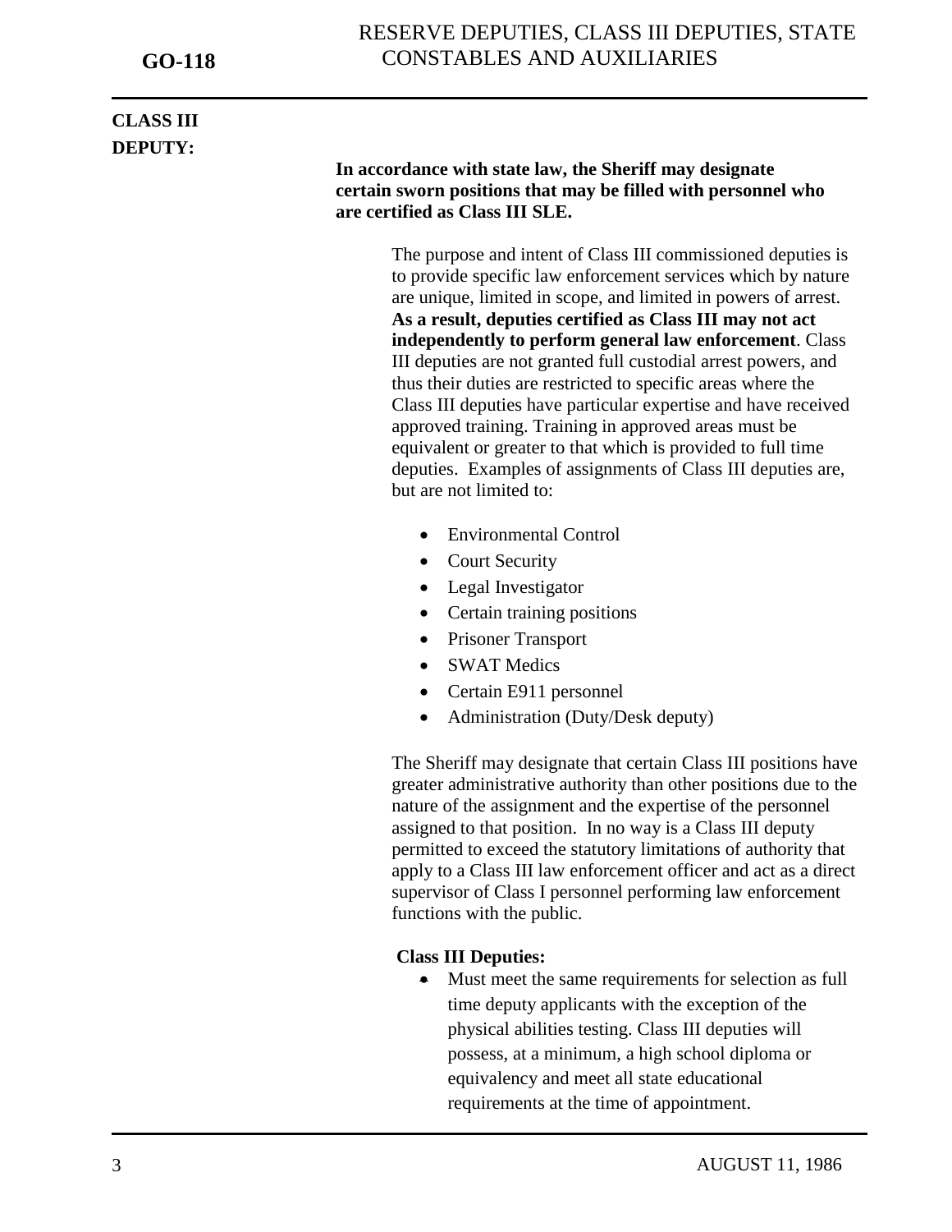## CLASS III DEPUTY:

**In accordance with state law, the Sheriff may designate certain sworn positions that may be filled with personnel who are certified as Class III SLE.**

The purpose and intent of Class III commissioned deputies is to provide specific law enforcement services which by nature are unique, limited in scope, and limited in powers of arrest. **As a result, deputies certified as Class III may not act independently to perform general law enforcement**. Class III deputies are not granted full custodial arrest powers, and thus their duties are restricted to specific areas where the Class III deputies have particular expertise and have received approved training. Training in approved areas must be equivalent or greater to that which is provided to full time deputies. Examples of assignments of Class III deputies are, but are not limited to:

- Environmental Control
- Court Security
- Legal Investigator
- Certain training positions
- Prisoner Transport
- SWAT Medics
- Certain E911 personnel
- Administration (Duty/Desk deputy)

The Sheriff may designate that certain Class III positions have greater administrative authority than other positions due to the nature of the assignment and the expertise of the personnel assigned to that position. In no way is a Class III deputy permitted to exceed the statutory limitations of authority that apply to a Class III law enforcement officer and act as a direct supervisor of Class I personnel performing law enforcement functions with the public.

**Class III Deputies:**

- Must meet the same requirements for selection as full time deputy applicants with the exception of the physical abilities testing. Class III deputies will possess, at a minimum, a high school diploma or equivalency and meet all state educational requirements at the time of appointment.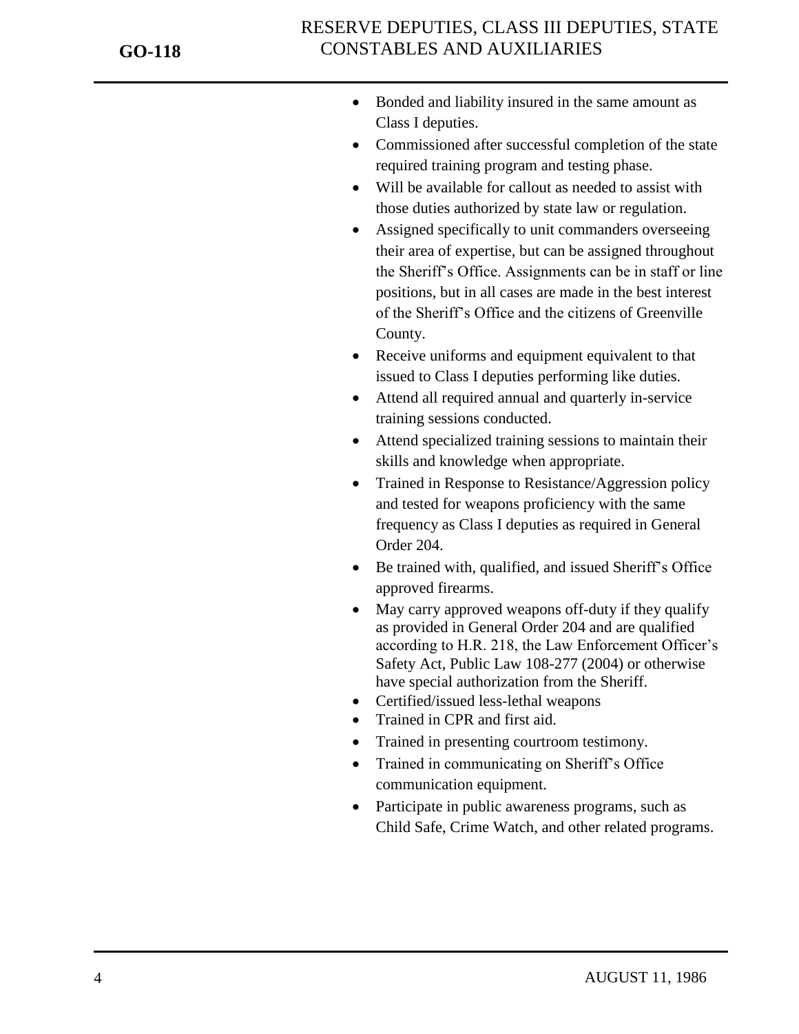- Bonded and liability insured in the same amount as Class I deputies.
- Commissioned after successful completion of the state required training program and testing phase.
- Will be available for callout as needed to assist with those duties authorized by state law or regulation.
- Assigned specifically to unit commanders overseeing their area of expertise, but can be assigned throughout the Sheriff's Office. Assignments can be in staff or line positions, but in all cases are made in the best interest of the Sheriff's Office and the citizens of Greenville County.
- Receive uniforms and equipment equivalent to that issued to Class I deputies performing like duties.
- Attend all required annual and quarterly in-service training sessions conducted.
- Attend specialized training sessions to maintain their skills and knowledge when appropriate.
- Trained in Response to Resistance/Aggression policy and tested for weapons proficiency with the same frequency as Class I deputies as required in General Order 204.
- Be trained with, qualified, and issued Sheriff's Office approved firearms.
- May carry approved weapons off-duty if they qualify as provided in General Order 204 and are qualified according to H.R. 218, the Law Enforcement Officer's Safety Act, Public Law 108-277 (2004) or otherwise have special authorization from the Sheriff.
- Certified/issued less-lethal weapons
- Trained in CPR and first aid.
- Trained in presenting courtroom testimony.
- Trained in communicating on Sheriff's Office communication equipment.
- Participate in public awareness programs, such as Child Safe, Crime Watch, and other related programs.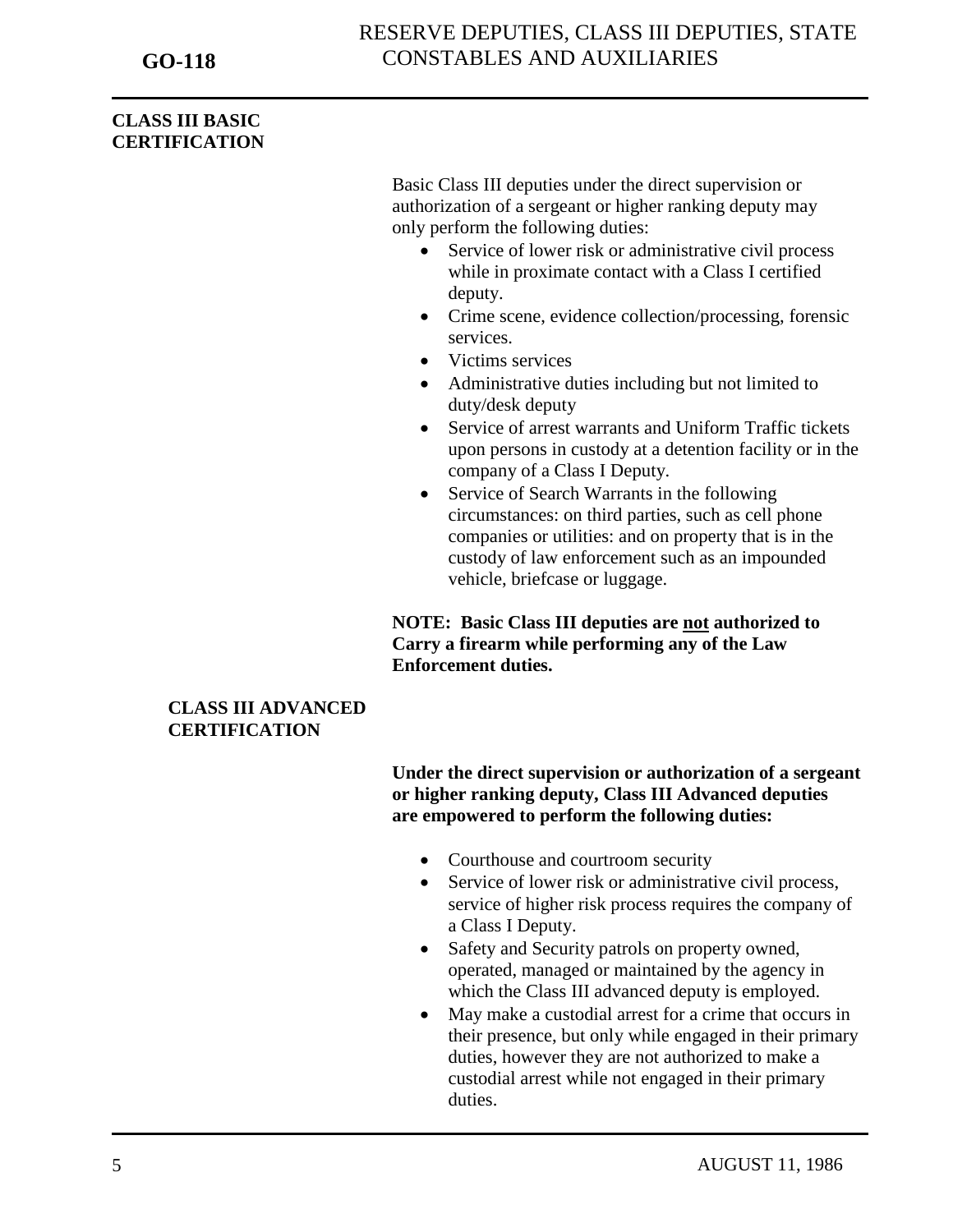## CLASS III BASIC CERTIFICATION

Basic Class III deputies under the direct supervision or authorization of a sergeant or higher ranking deputy may only perform the following duties:

- Service of lower risk or administrative civil process while in proximate contact with a Class I certified deputy.
- Crime scene, evidence collection/processing, forensic services.
- Victims services
- Administrative duties including but not limited to duty/desk deputy
- Service of arrest warrants and Uniform Traffic tickets upon persons in custody at a detention facility or in the company of a Class I Deputy.
- Service of Search Warrants in the following circumstances: on third parties, such as cell phone companies or utilities: and on property that is in the custody of law enforcement such as an impounded vehicle, briefcase or luggage.

**NOTE: Basic Class III deputies are <u>not</u> authorized to Carry a firearm while performing any of the Law Enforcement duties.**

## CLASS III ADVANCED CERTIFICATION

**Under the direct supervision or authorization of a sergeant or higher ranking deputy, Class III Advanced deputies are empowered to perform the following duties:**

- Courthouse and courtroom security
- Service of lower risk or administrative civil process, service of higher risk process requires the company of a Class I Deputy.
- Safety and Security patrols on property owned, operated, managed or maintained by the agency in which the Class III advanced deputy is employed.
- May make a custodial arrest for a crime that occurs in their presence, but only while engaged in their primary duties, however they are not authorized to make a custodial arrest while not engaged in their primary duties.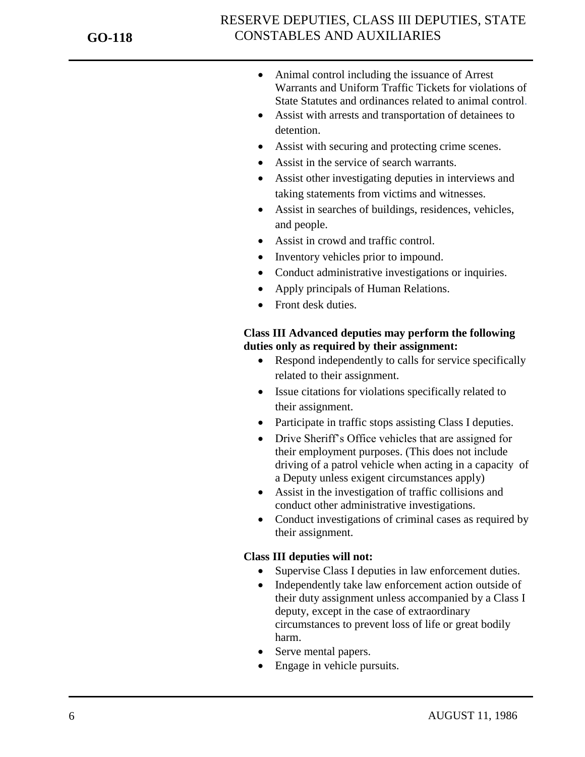- Animal control including the issuance of Arrest Warrants and Uniform Traffic Tickets for violations of State Statutes and ordinances related to animal control.
- Assist with arrests and transportation of detainees to detention.
- Assist with securing and protecting crime scenes.
- Assist in the service of search warrants.
- Assist other investigating deputies in interviews and taking statements from victims and witnesses.
- Assist in searches of buildings, residences, vehicles, and people.
- Assist in crowd and traffic control.
- Inventory vehicles prior to impound.
- Conduct administrative investigations or inquiries.
- Apply principals of Human Relations.
- Front desk duties.

**Class III Advanced deputies may perform the following duties only as required by their assignment:**

- Respond independently to calls for service specifically related to their assignment.
- Issue citations for violations specifically related to their assignment.
- Participate in traffic stops assisting Class I deputies.
- Drive Sheriff's Office vehicles that are assigned for their employment purposes. (This does not include driving of a patrol vehicle when acting in a capacity of a Deputy unless exigent circumstances apply)
- Assist in the investigation of traffic collisions and conduct other administrative investigations.
- Conduct investigations of criminal cases as required by their assignment.

**Class III deputies will not:**

- Supervise Class I deputies in law enforcement duties.
- Independently take law enforcement action outside of their duty assignment unless accompanied by a Class I deputy, except in the case of extraordinary circumstances to prevent loss of life or great bodily harm.
- Serve mental papers.
- Engage in vehicle pursuits.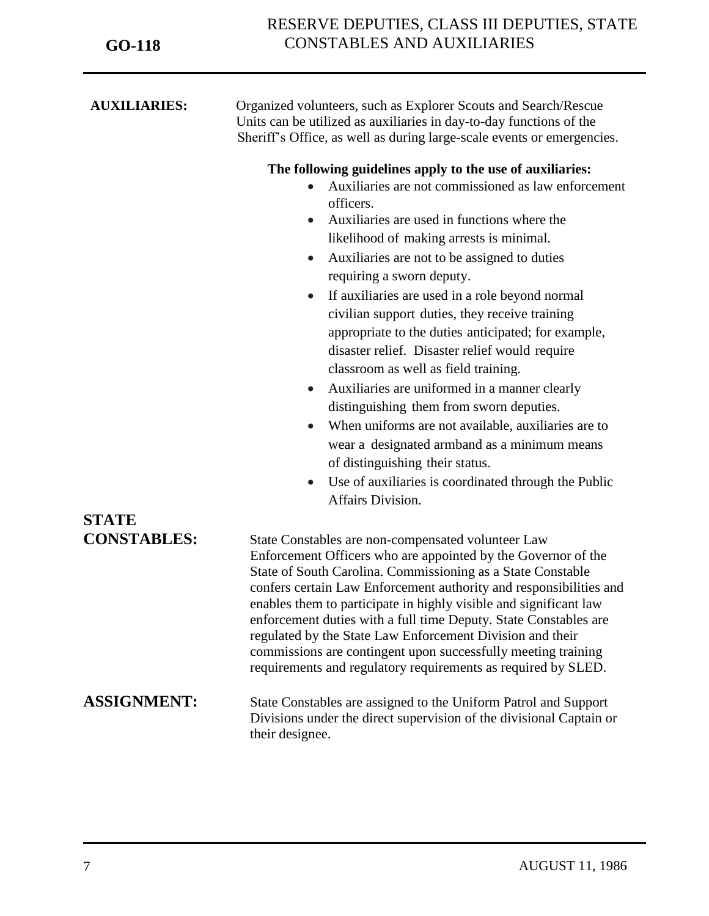**AUXILIARIES:** Organized volunteers, such as Explorer Scouts and Search/Rescue Units can be utilized as auxiliaries in day-to-day functions of the Sheriff's Office, as well as during large-scale events or emergencies.

**The following guidelines apply to the use of auxiliaries:**

- Auxiliaries are not commissioned as law enforcement officers.
- Auxiliaries are used in functions where the likelihood of making arrests is minimal.
- Auxiliaries are not to be assigned to duties requiring a sworn deputy.
- If auxiliaries are used in a role beyond normal civilian support duties, they receive training appropriate to the duties anticipated; for example, disaster relief. Disaster relief would require classroom as well as field training.
- Auxiliaries are uniformed in a manner clearly distinguishing them from sworn deputies.
- When uniforms are not available, auxiliaries are to wear a designated armband as a minimum means of distinguishing their status.
- Use of auxiliaries is coordinated through the Public Affairs Division.

**STATE CONSTABLES:** State Constables are non-compensated volunteer Law Enforcement Officers who are appointed by the Governor of the State of South Carolina. Commissioning as a State Constable confers certain Law Enforcement authority and responsibilities and enables them to participate in highly visible and significant law enforcement duties with a full time Deputy. State Constables are regulated by the State Law Enforcement Division and their commissions are contingent upon successfully meeting training requirements and regulatory requirements as required by SLED.

**ASSIGNMENT:** State Constables are assigned to the Uniform Patrol and Support Divisions under the direct supervision of the divisional Captain or their designee.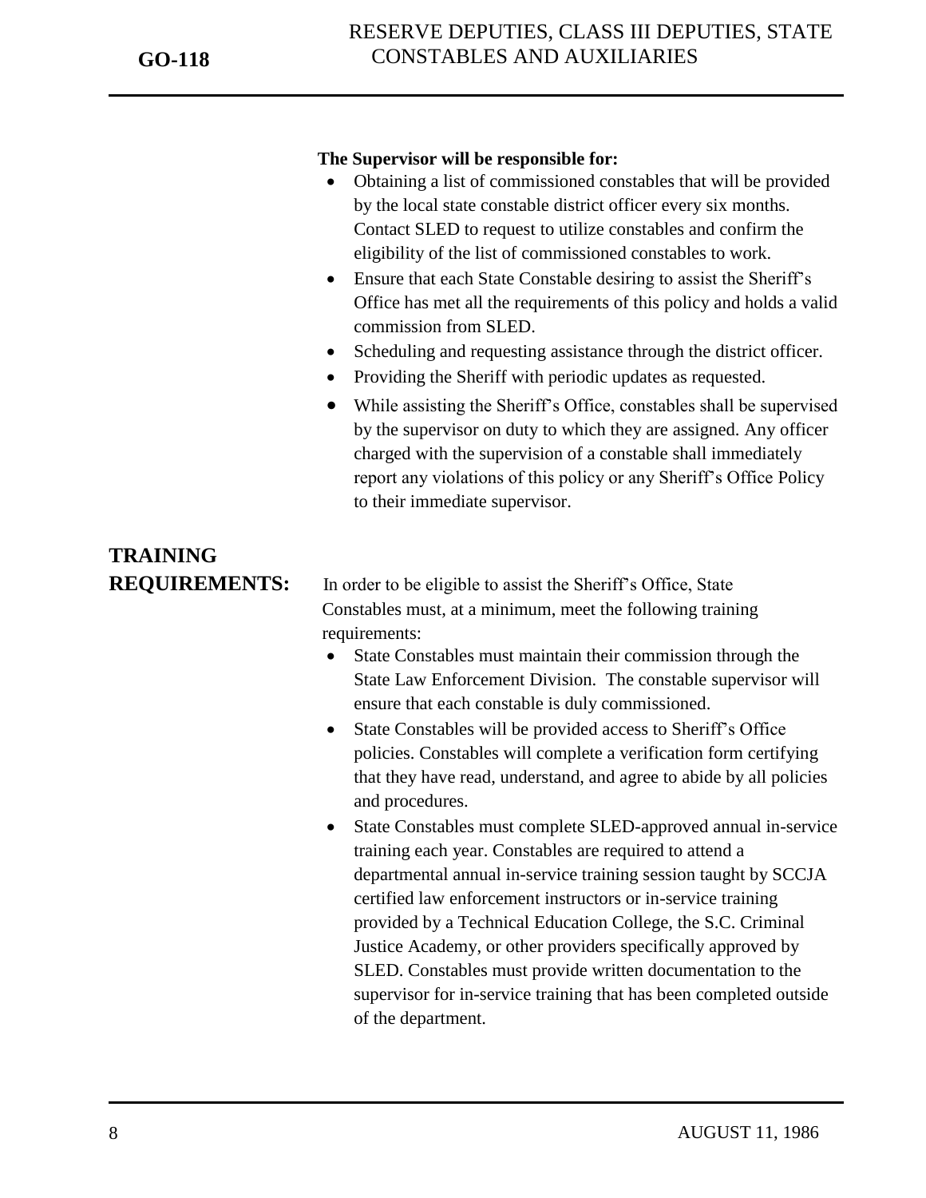**The Supervisor will be responsible for:**

- Obtaining a list of commissioned constables that will be provided by the local state constable district officer every six months. Contact SLED to request to utilize constables and confirm the eligibility of the list of commissioned constables to work.
- Ensure that each State Constable desiring to assist the Sheriff's Office has met all the requirements of this policy and holds a valid commission from SLED.
- Scheduling and requesting assistance through the district officer.
- Providing the Sheriff with periodic updates as requested.
- While assisting the Sheriff's Office, constables shall be supervised by the supervisor on duty to which they are assigned. Any officer charged with the supervision of a constable shall immediately report any violations of this policy or any Sheriff's Office Policy to their immediate supervisor.

## TRAINING REQUIREMENTS:

In order to be eligible to assist the Sheriff's Office, State Constables must, at a minimum, meet the following training requirements:

- State Constables must maintain their commission through the State Law Enforcement Division. The constable supervisor will ensure that each constable is duly commissioned.
- State Constables will be provided access to Sheriff's Office policies. Constables will complete a verification form certifying that they have read, understand, and agree to abide by all policies and procedures.
- State Constables must complete SLED-approved annual in-service training each year. Constables are required to attend a departmental annual in-service training session taught by SCCJA certified law enforcement instructors or in-service training provided by a Technical Education College, the S.C. Criminal Justice Academy, or other providers specifically approved by SLED. Constables must provide written documentation to the supervisor for in-service training that has been completed outside of the department.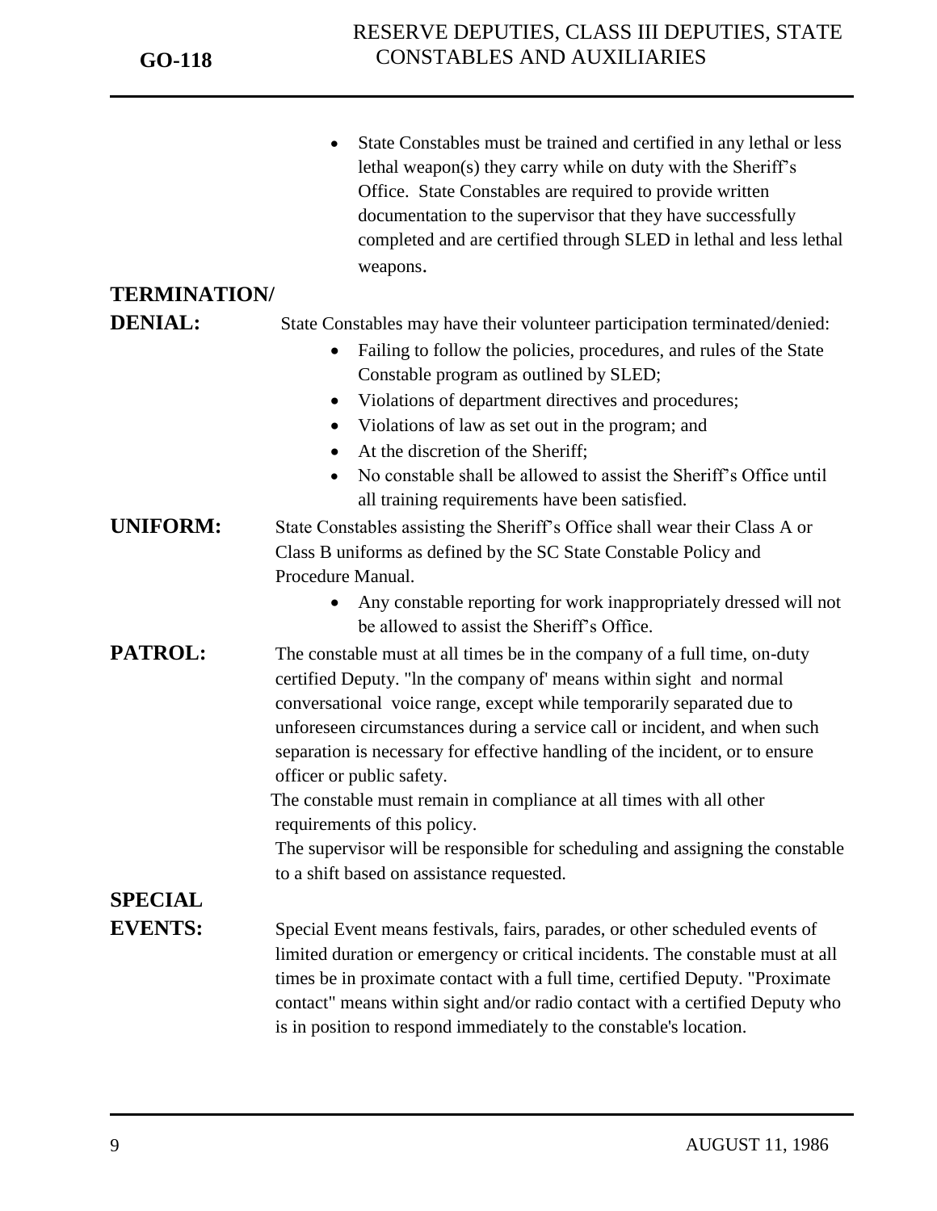- State Constables must be trained and certified in any lethal or less lethal weapon(s) they carry while on duty with the Sheriff's Office. State Constables are required to provide written documentation to the supervisor that they have successfully completed and are certified through SLED in lethal and less lethal weapons.

**TERMINATION/ DENIAL:** State Constables may have their volunteer participation terminated/denied:

- Failing to follow the policies, procedures, and rules of the State Constable program as outlined by SLED;
- Violations of department directives and procedures;
- Violations of law as set out in the program; and
- At the discretion of the Sheriff;
- No constable shall be allowed to assist the Sheriff's Office until all training requirements have been satisfied.

**UNIFORM:** State Constables assisting the Sheriff's Office shall wear their Class A or Class B uniforms as defined by the SC State Constable Policy and Procedure Manual.

- Any constable reporting for work inappropriately dressed will not be allowed to assist the Sheriff's Office.

**PATROL:** The constable must at all times be in the company of a full time, on-duty certified Deputy. "ln the company of' means within sight and normal conversational voice range, except while temporarily separated due to unforeseen circumstances during a service call or incident, and when such separation is necessary for effective handling of the incident, or to ensure officer or public safety.

The constable must remain in compliance at all times with all other requirements of this policy.

The supervisor will be responsible for scheduling and assigning the constable to a shift based on assistance requested.

**SPECIAL EVENTS:** Special Event means festivals, fairs, parades, or other scheduled events of limited duration or emergency or critical incidents. The constable must at all times be in proximate contact with a full time, certified Deputy. "Proximate contact" means within sight and/or radio contact with a certified Deputy who is in position to respond immediately to the constable's location.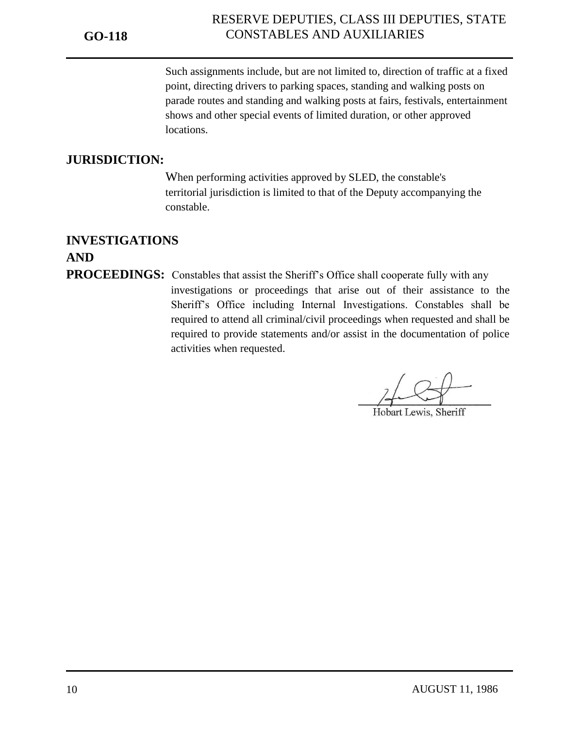Such assignments include, but are not limited to, direction of traffic at a fixed point, directing drivers to parking spaces, standing and walking posts on parade routes and standing and walking posts at fairs, festivals, entertainment shows and other special events of limited duration, or other approved locations.

**JURISDICTION:**

When performing activities approved by SLED, the constable's territorial jurisdiction is limited to that of the Deputy accompanying the constable.

**INVESTIGATIONS AND PROCEEDINGS:**

Constables that assist the Sheriff's Office shall cooperate fully with any investigations or proceedings that arise out of their assistance to the Sheriff's Office including Internal Investigations. Constables shall be required to attend all criminal/civil proceedings when requested and shall be required to provide statements and/or assist in the documentation of police activities when requested.

Hobart Lewis, Sheriff